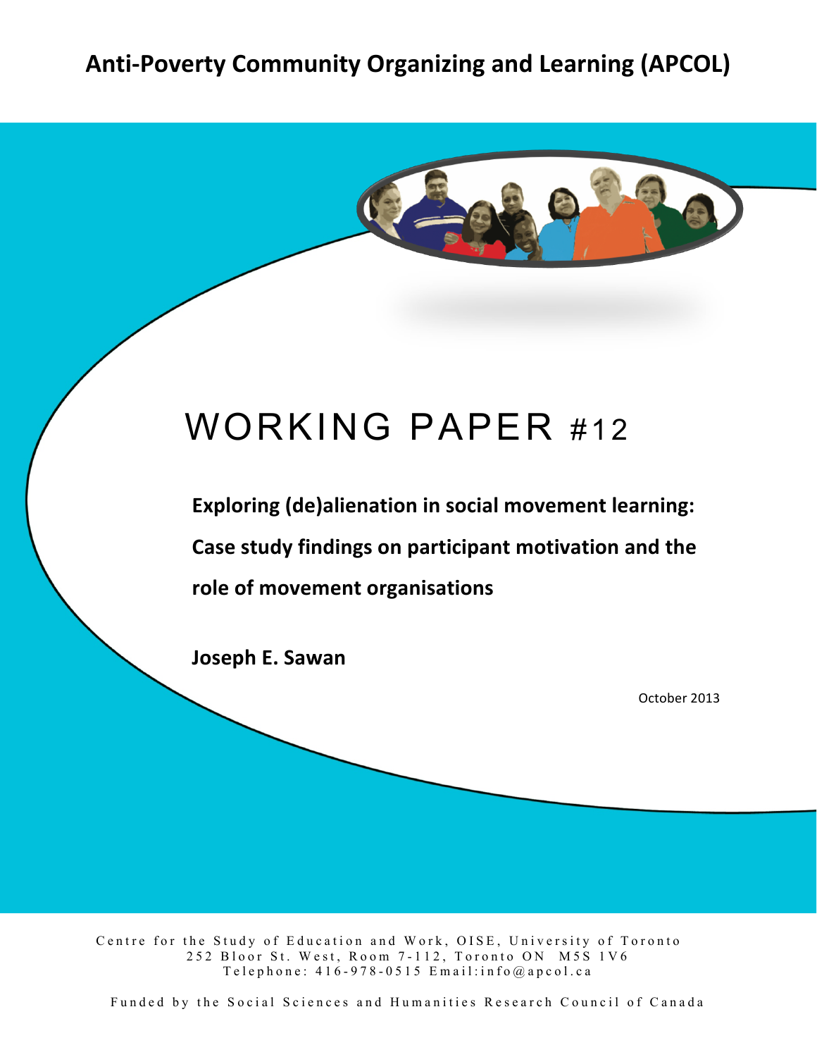# Anti-Poverty Community Organizing and Learning (APCOL)

# WORKING PAPER #12

## Exploring (de)alienation in social movement learning: Case study findings on participant motivation and the role of movement organisations

**Joseph E. Sawan**

October 2013

Centre for the Study of Education and Work, OISE, University of Toronto
252 Bloor St. West, Room 7-112, Toronto ON M5S 1V6
Telephone: 416-978-0515 Email:info@apcol.ca

Funded by the Social Sciences and Humanities Research Council of Canada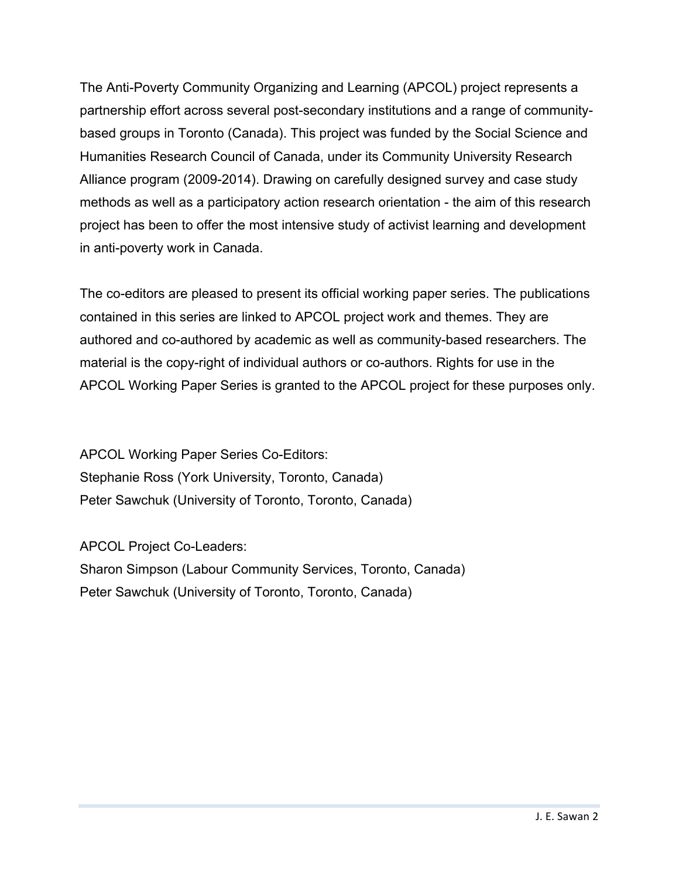The Anti-Poverty Community Organizing and Learning (APCOL) project represents a partnership effort across several post-secondary institutions and a range of community-based groups in Toronto (Canada). This project was funded by the Social Science and Humanities Research Council of Canada, under its Community University Research Alliance program (2009-2014). Drawing on carefully designed survey and case study methods as well as a participatory action research orientation - the aim of this research project has been to offer the most intensive study of activist learning and development in anti-poverty work in Canada.

The co-editors are pleased to present its official working paper series. The publications contained in this series are linked to APCOL project work and themes. They are authored and co-authored by academic as well as community-based researchers. The material is the copy-right of individual authors or co-authors. Rights for use in the APCOL Working Paper Series is granted to the APCOL project for these purposes only.

APCOL Working Paper Series Co-Editors:
Stephanie Ross (York University, Toronto, Canada)
Peter Sawchuk (University of Toronto, Toronto, Canada)

APCOL Project Co-Leaders:
Sharon Simpson (Labour Community Services, Toronto, Canada)
Peter Sawchuk (University of Toronto, Toronto, Canada)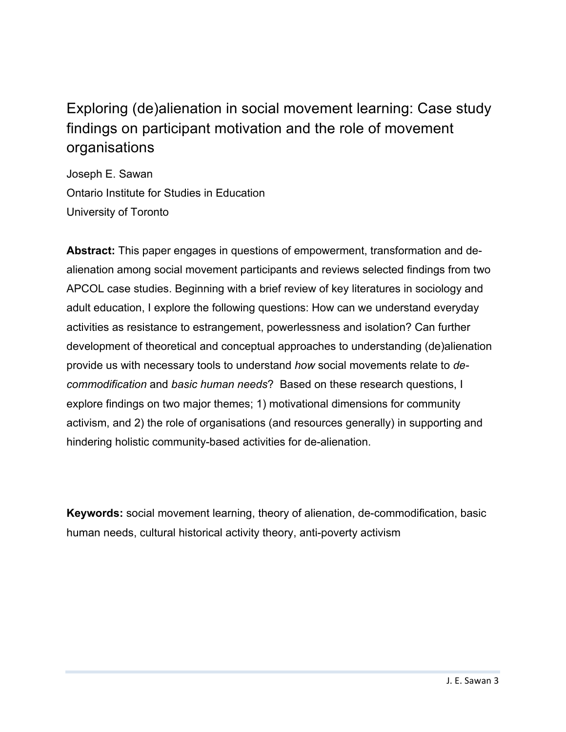# Exploring (de)alienation in social movement learning: Case study findings on participant motivation and the role of movement organisations

Joseph E. Sawan

Ontario Institute for Studies in Education

University of Toronto

**Abstract:** This paper engages in questions of empowerment, transformation and de-alienation among social movement participants and reviews selected findings from two APCOL case studies. Beginning with a brief review of key literatures in sociology and adult education, I explore the following questions: How can we understand everyday activities as resistance to estrangement, powerlessness and isolation? Can further development of theoretical and conceptual approaches to understanding (de)alienation provide us with necessary tools to understand *how* social movements relate to *de-commodification* and *basic human needs*? Based on these research questions, I explore findings on two major themes; 1) motivational dimensions for community activism, and 2) the role of organisations (and resources generally) in supporting and hindering holistic community-based activities for de-alienation.

**Keywords:** social movement learning, theory of alienation, de-commodification, basic human needs, cultural historical activity theory, anti-poverty activism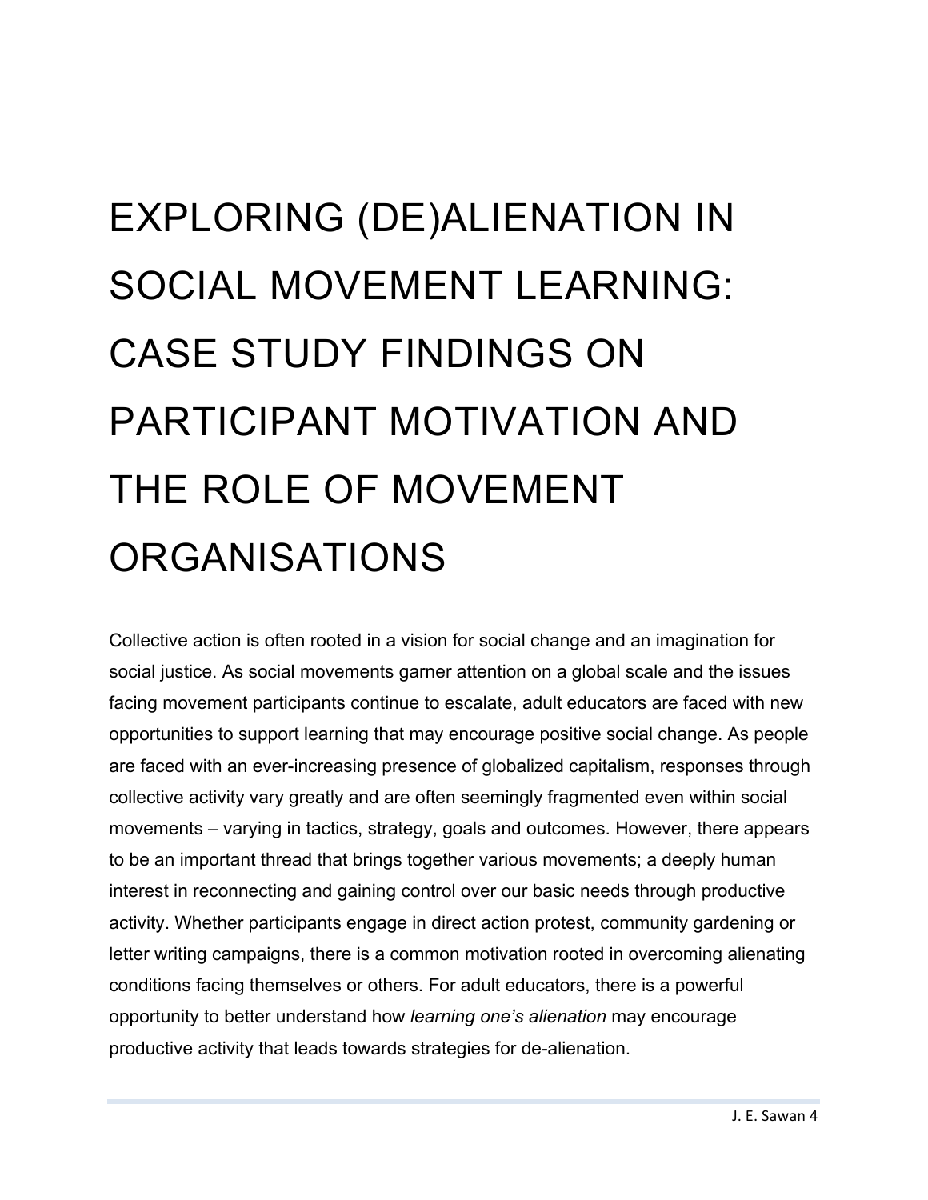# EXPLORING (DE)ALIENATION IN SOCIAL MOVEMENT LEARNING: CASE STUDY FINDINGS ON PARTICIPANT MOTIVATION AND THE ROLE OF MOVEMENT ORGANISATIONS

Collective action is often rooted in a vision for social change and an imagination for social justice. As social movements garner attention on a global scale and the issues facing movement participants continue to escalate, adult educators are faced with new opportunities to support learning that may encourage positive social change. As people are faced with an ever-increasing presence of globalized capitalism, responses through collective activity vary greatly and are often seemingly fragmented even within social movements – varying in tactics, strategy, goals and outcomes. However, there appears to be an important thread that brings together various movements; a deeply human interest in reconnecting and gaining control over our basic needs through productive activity. Whether participants engage in direct action protest, community gardening or letter writing campaigns, there is a common motivation rooted in overcoming alienating conditions facing themselves or others. For adult educators, there is a powerful opportunity to better understand how *learning one's alienation* may encourage productive activity that leads towards strategies for de-alienation.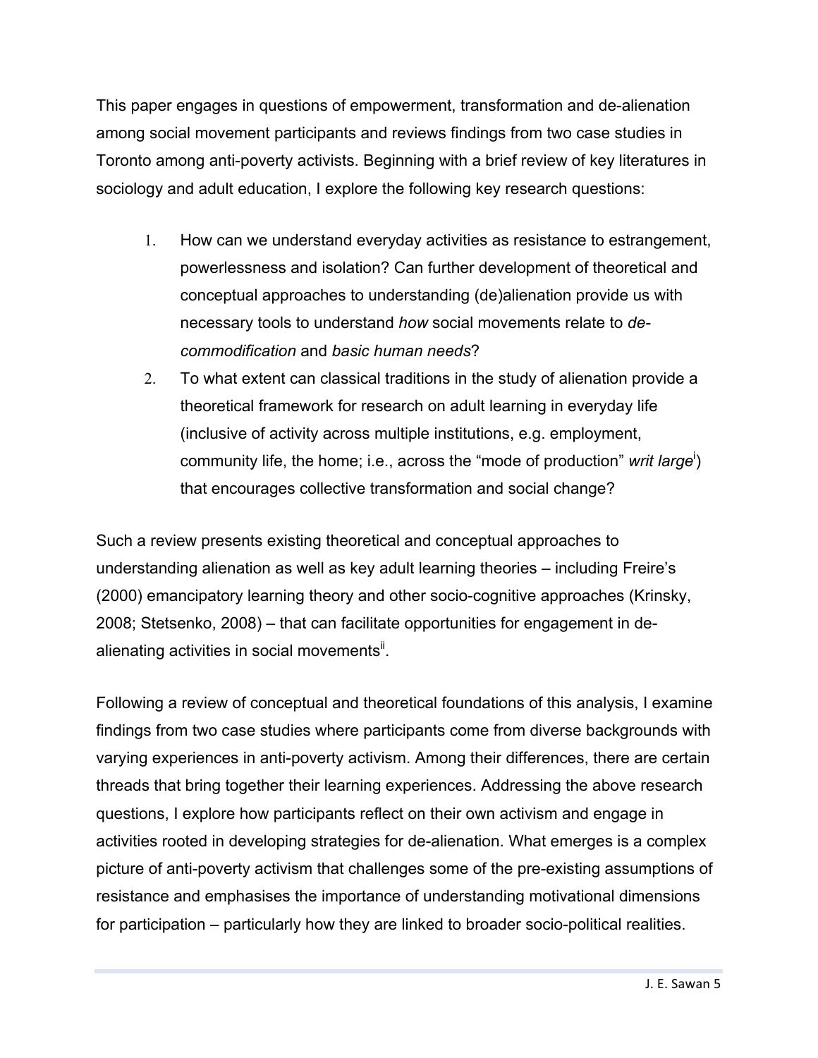This paper engages in questions of empowerment, transformation and de-alienation among social movement participants and reviews findings from two case studies in Toronto among anti-poverty activists. Beginning with a brief review of key literatures in sociology and adult education, I explore the following key research questions:

1. How can we understand everyday activities as resistance to estrangement, powerlessness and isolation? Can further development of theoretical and conceptual approaches to understanding (de)alienation provide us with necessary tools to understand *how* social movements relate to *de-commodification* and *basic human needs*?
2. To what extent can classical traditions in the study of alienation provide a theoretical framework for research on adult learning in everyday life (inclusive of activity across multiple institutions, e.g. employment, community life, the home; i.e., across the "mode of production" *writ large*[i]) that encourages collective transformation and social change?

Such a review presents existing theoretical and conceptual approaches to understanding alienation as well as key adult learning theories – including Freire's (2000) emancipatory learning theory and other socio-cognitive approaches (Krinsky, 2008; Stetsenko, 2008) – that can facilitate opportunities for engagement in de-alienating activities in social movements[ii].

Following a review of conceptual and theoretical foundations of this analysis, I examine findings from two case studies where participants come from diverse backgrounds with varying experiences in anti-poverty activism. Among their differences, there are certain threads that bring together their learning experiences. Addressing the above research questions, I explore how participants reflect on their own activism and engage in activities rooted in developing strategies for de-alienation. What emerges is a complex picture of anti-poverty activism that challenges some of the pre-existing assumptions of resistance and emphasises the importance of understanding motivational dimensions for participation – particularly how they are linked to broader socio-political realities.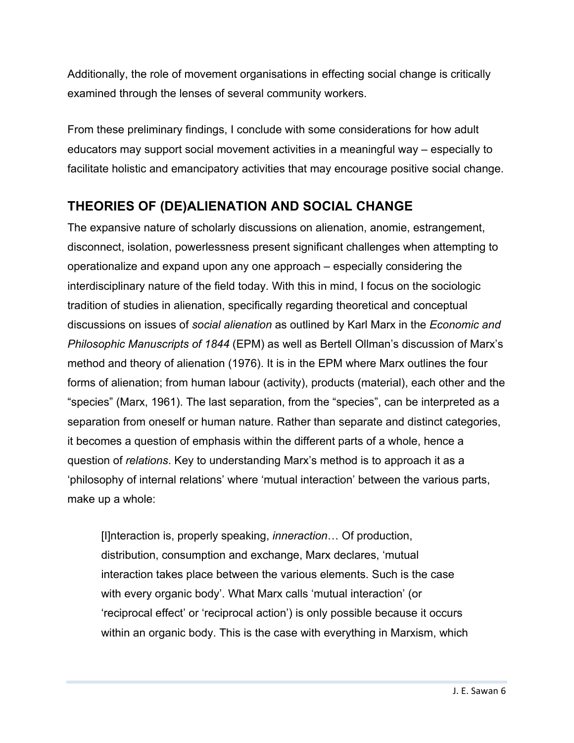Additionally, the role of movement organisations in effecting social change is critically examined through the lenses of several community workers.

From these preliminary findings, I conclude with some considerations for how adult educators may support social movement activities in a meaningful way – especially to facilitate holistic and emancipatory activities that may encourage positive social change.

## THEORIES OF (DE)ALIENATION AND SOCIAL CHANGE

The expansive nature of scholarly discussions on alienation, anomie, estrangement, disconnect, isolation, powerlessness present significant challenges when attempting to operationalize and expand upon any one approach – especially considering the interdisciplinary nature of the field today. With this in mind, I focus on the sociologic tradition of studies in alienation, specifically regarding theoretical and conceptual discussions on issues of *social alienation* as outlined by Karl Marx in the *Economic and Philosophic Manuscripts of 1844* (EPM) as well as Bertell Ollman's discussion of Marx's method and theory of alienation (1976). It is in the EPM where Marx outlines the four forms of alienation; from human labour (activity), products (material), each other and the "species" (Marx, 1961). The last separation, from the "species", can be interpreted as a separation from oneself or human nature. Rather than separate and distinct categories, it becomes a question of emphasis within the different parts of a whole, hence a question of *relations*. Key to understanding Marx's method is to approach it as a 'philosophy of internal relations' where 'mutual interaction' between the various parts, make up a whole:

> [I]nteraction is, properly speaking, *inneraction*… Of production, distribution, consumption and exchange, Marx declares, 'mutual interaction takes place between the various elements. Such is the case with every organic body'. What Marx calls 'mutual interaction' (or 'reciprocal effect' or 'reciprocal action') is only possible because it occurs within an organic body. This is the case with everything in Marxism, which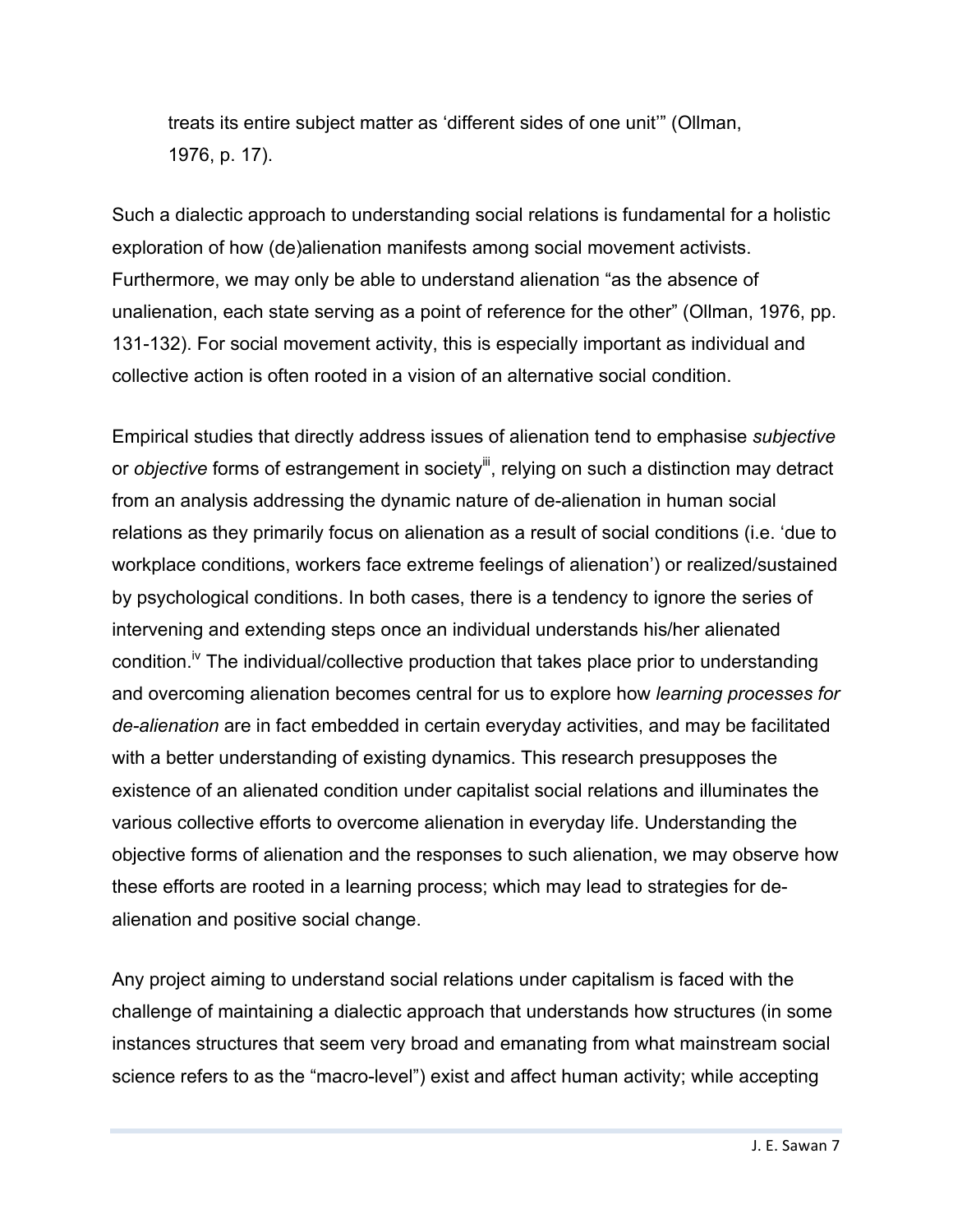treats its entire subject matter as 'different sides of one unit'" (Ollman, 1976, p. 17).

Such a dialectic approach to understanding social relations is fundamental for a holistic exploration of how (de)alienation manifests among social movement activists. Furthermore, we may only be able to understand alienation "as the absence of unalienation, each state serving as a point of reference for the other" (Ollman, 1976, pp. 131-132). For social movement activity, this is especially important as individual and collective action is often rooted in a vision of an alternative social condition.

Empirical studies that directly address issues of alienation tend to emphasise *subjective* or *objective* forms of estrangement in society[iii], relying on such a distinction may detract from an analysis addressing the dynamic nature of de-alienation in human social relations as they primarily focus on alienation as a result of social conditions (i.e. 'due to workplace conditions, workers face extreme feelings of alienation') or realized/sustained by psychological conditions. In both cases, there is a tendency to ignore the series of intervening and extending steps once an individual understands his/her alienated condition.[iv] The individual/collective production that takes place prior to understanding and overcoming alienation becomes central for us to explore how *learning processes for de-alienation* are in fact embedded in certain everyday activities, and may be facilitated with a better understanding of existing dynamics. This research presupposes the existence of an alienated condition under capitalist social relations and illuminates the various collective efforts to overcome alienation in everyday life. Understanding the objective forms of alienation and the responses to such alienation, we may observe how these efforts are rooted in a learning process; which may lead to strategies for de-alienation and positive social change.

Any project aiming to understand social relations under capitalism is faced with the challenge of maintaining a dialectic approach that understands how structures (in some instances structures that seem very broad and emanating from what mainstream social science refers to as the "macro-level") exist and affect human activity; while accepting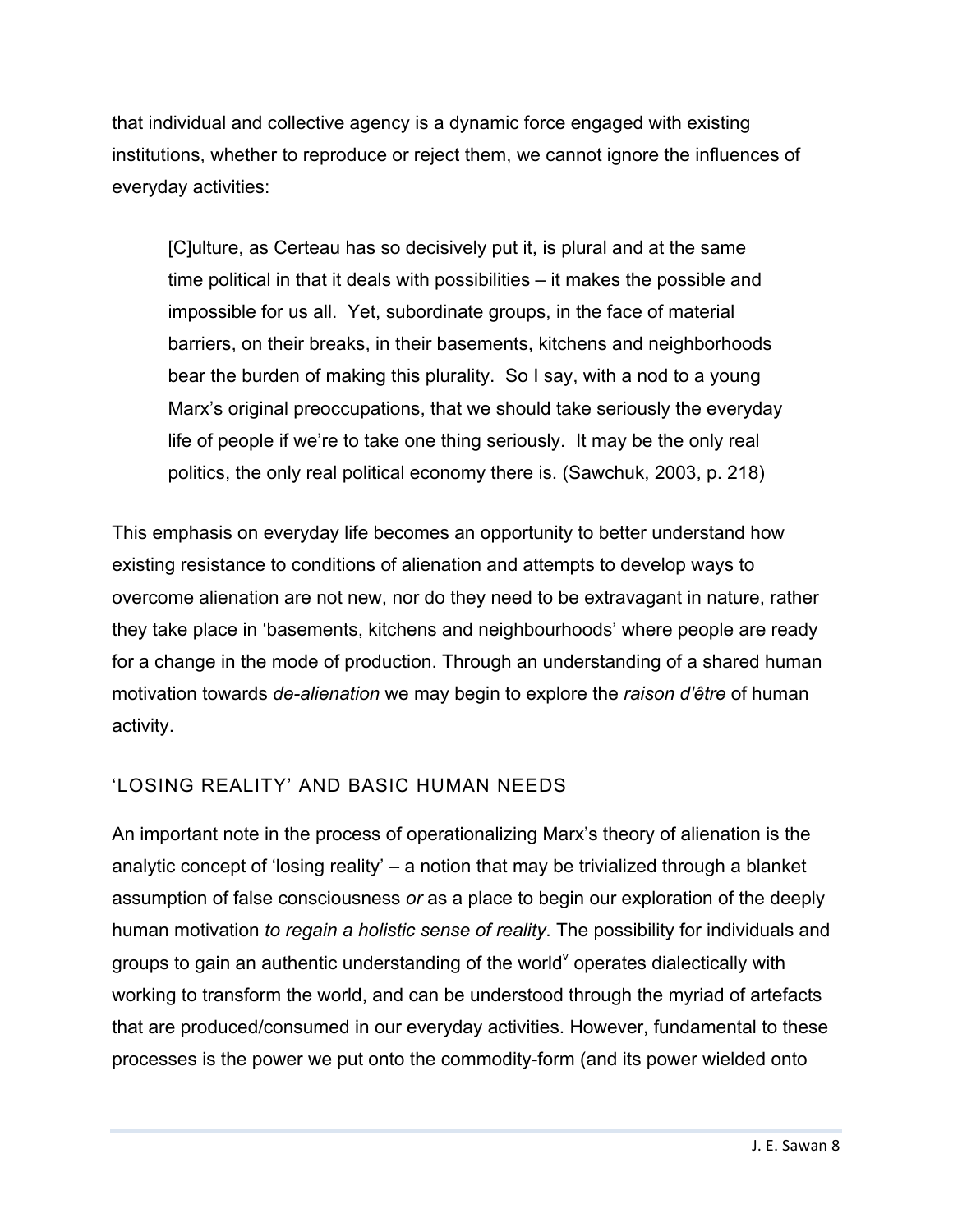that individual and collective agency is a dynamic force engaged with existing institutions, whether to reproduce or reject them, we cannot ignore the influences of everyday activities:

> [C]ulture, as Certeau has so decisively put it, is plural and at the same time political in that it deals with possibilities – it makes the possible and impossible for us all. Yet, subordinate groups, in the face of material barriers, on their breaks, in their basements, kitchens and neighborhoods bear the burden of making this plurality. So I say, with a nod to a young Marx's original preoccupations, that we should take seriously the everyday life of people if we're to take one thing seriously. It may be the only real politics, the only real political economy there is. (Sawchuk, 2003, p. 218)

This emphasis on everyday life becomes an opportunity to better understand how existing resistance to conditions of alienation and attempts to develop ways to overcome alienation are not new, nor do they need to be extravagant in nature, rather they take place in 'basements, kitchens and neighbourhoods' where people are ready for a change in the mode of production. Through an understanding of a shared human motivation towards *de-alienation* we may begin to explore the *raison d'être* of human activity.

## 'LOSING REALITY' AND BASIC HUMAN NEEDS

An important note in the process of operationalizing Marx's theory of alienation is the analytic concept of 'losing reality' – a notion that may be trivialized through a blanket assumption of false consciousness *or* as a place to begin our exploration of the deeply human motivation *to regain a holistic sense of reality*. The possibility for individuals and groups to gain an authentic understanding of the world[v] operates dialectically with working to transform the world, and can be understood through the myriad of artefacts that are produced/consumed in our everyday activities. However, fundamental to these processes is the power we put onto the commodity-form (and its power wielded onto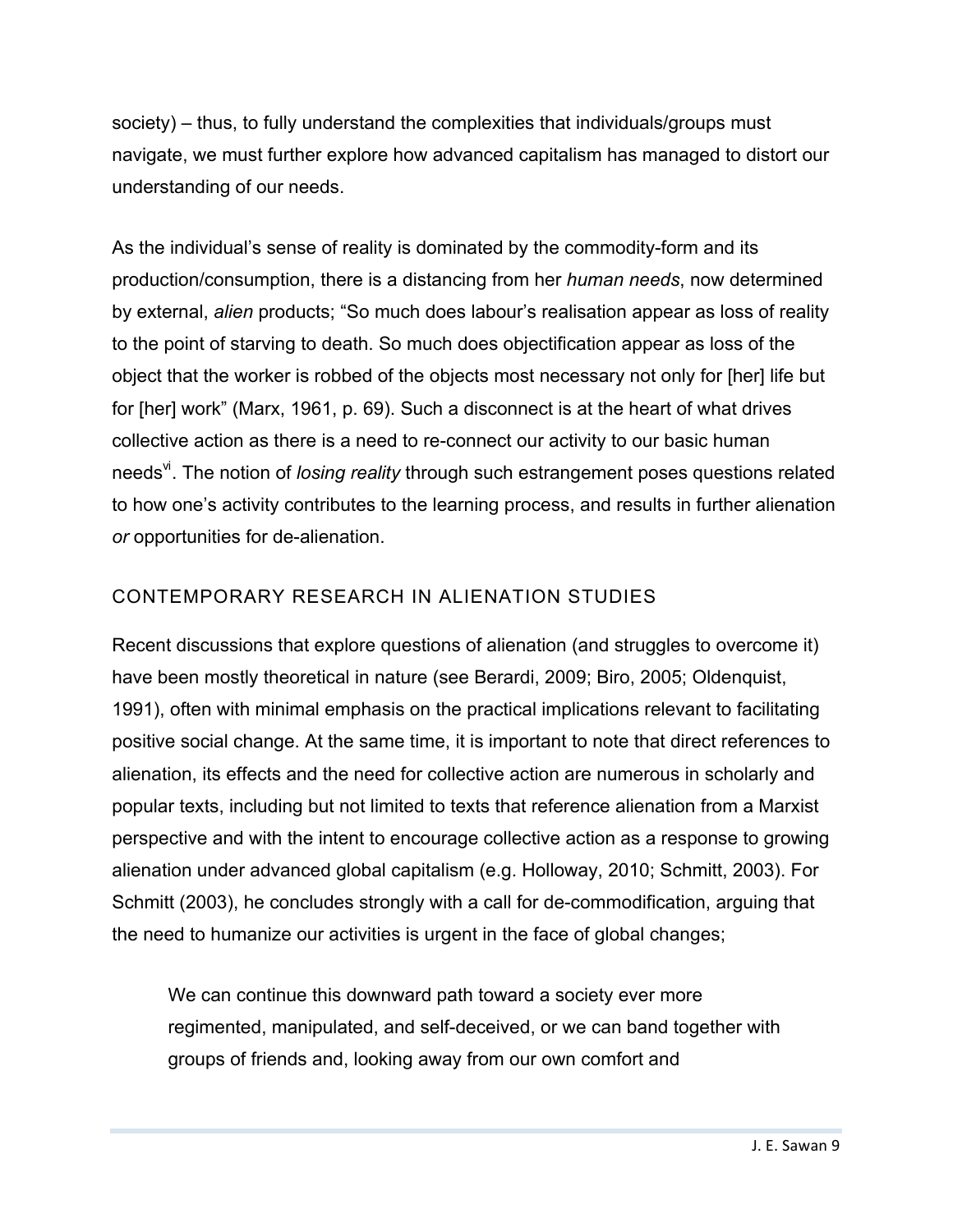society) – thus, to fully understand the complexities that individuals/groups must navigate, we must further explore how advanced capitalism has managed to distort our understanding of our needs.

As the individual's sense of reality is dominated by the commodity-form and its production/consumption, there is a distancing from her *human needs*, now determined by external, *alien* products; "So much does labour's realisation appear as loss of reality to the point of starving to death. So much does objectification appear as loss of the object that the worker is robbed of the objects most necessary not only for [her] life but for [her] work" (Marx, 1961, p. 69). Such a disconnect is at the heart of what drives collective action as there is a need to re-connect our activity to our basic human needs[vi]. The notion of *losing reality* through such estrangement poses questions related to how one's activity contributes to the learning process, and results in further alienation *or* opportunities for de-alienation.

## CONTEMPORARY RESEARCH IN ALIENATION STUDIES

Recent discussions that explore questions of alienation (and struggles to overcome it) have been mostly theoretical in nature (see Berardi, 2009; Biro, 2005; Oldenquist, 1991), often with minimal emphasis on the practical implications relevant to facilitating positive social change. At the same time, it is important to note that direct references to alienation, its effects and the need for collective action are numerous in scholarly and popular texts, including but not limited to texts that reference alienation from a Marxist perspective and with the intent to encourage collective action as a response to growing alienation under advanced global capitalism (e.g. Holloway, 2010; Schmitt, 2003). For Schmitt (2003), he concludes strongly with a call for de-commodification, arguing that the need to humanize our activities is urgent in the face of global changes;

> We can continue this downward path toward a society ever more regimented, manipulated, and self-deceived, or we can band together with groups of friends and, looking away from our own comfort and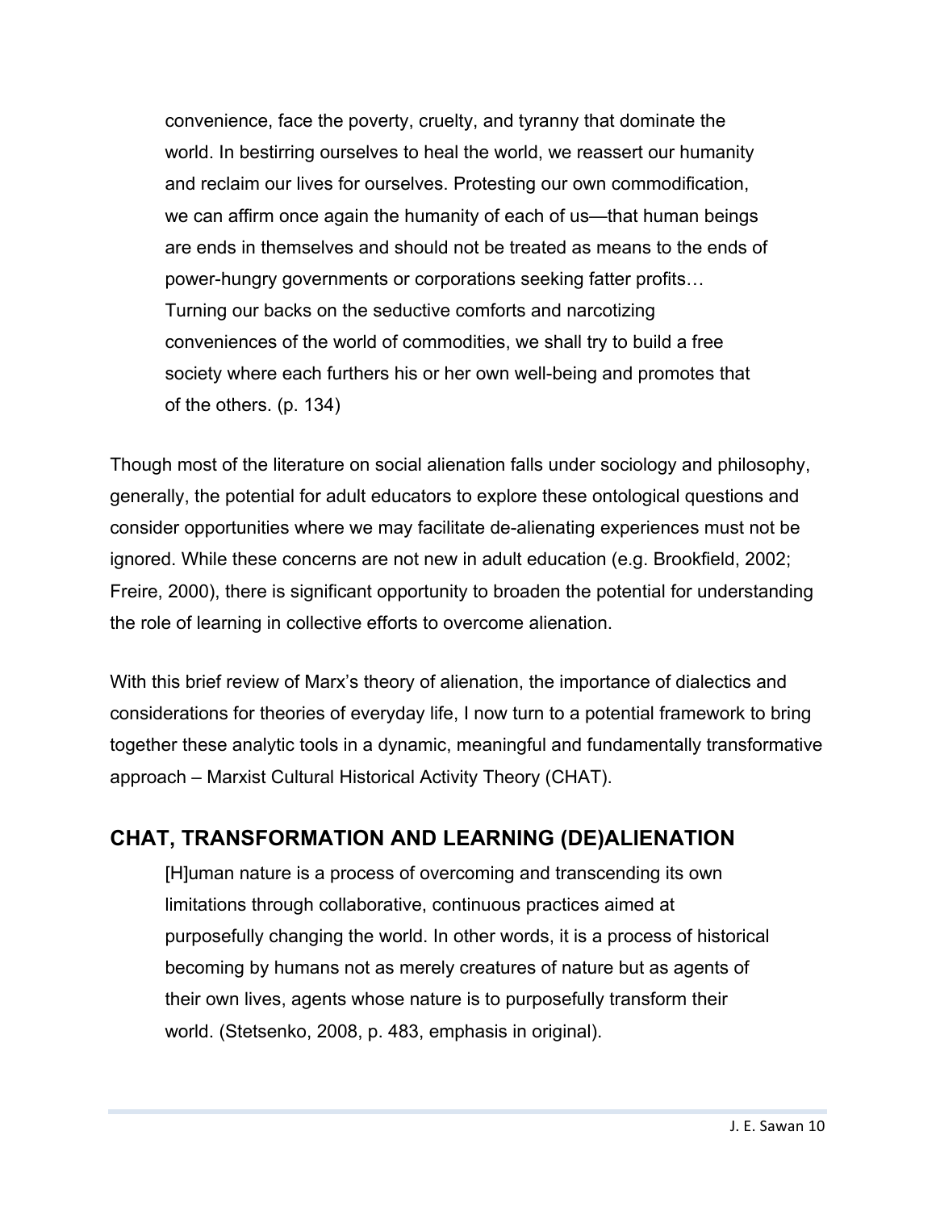> convenience, face the poverty, cruelty, and tyranny that dominate the world. In bestirring ourselves to heal the world, we reassert our humanity and reclaim our lives for ourselves. Protesting our own commodification, we can affirm once again the humanity of each of us—that human beings are ends in themselves and should not be treated as means to the ends of power-hungry governments or corporations seeking fatter profits… Turning our backs on the seductive comforts and narcotizing conveniences of the world of commodities, we shall try to build a free society where each furthers his or her own well-being and promotes that of the others. (p. 134)

Though most of the literature on social alienation falls under sociology and philosophy, generally, the potential for adult educators to explore these ontological questions and consider opportunities where we may facilitate de-alienating experiences must not be ignored. While these concerns are not new in adult education (e.g. Brookfield, 2002; Freire, 2000), there is significant opportunity to broaden the potential for understanding the role of learning in collective efforts to overcome alienation.

With this brief review of Marx's theory of alienation, the importance of dialectics and considerations for theories of everyday life, I now turn to a potential framework to bring together these analytic tools in a dynamic, meaningful and fundamentally transformative approach – Marxist Cultural Historical Activity Theory (CHAT).

## CHAT, TRANSFORMATION AND LEARNING (DE)ALIENATION

> [H]uman nature is a process of overcoming and transcending its own limitations through collaborative, continuous practices aimed at purposefully changing the world. In other words, it is a process of historical becoming by humans not as merely creatures of nature but as agents of their own lives, agents whose nature is to purposefully transform their world. (Stetsenko, 2008, p. 483, emphasis in original).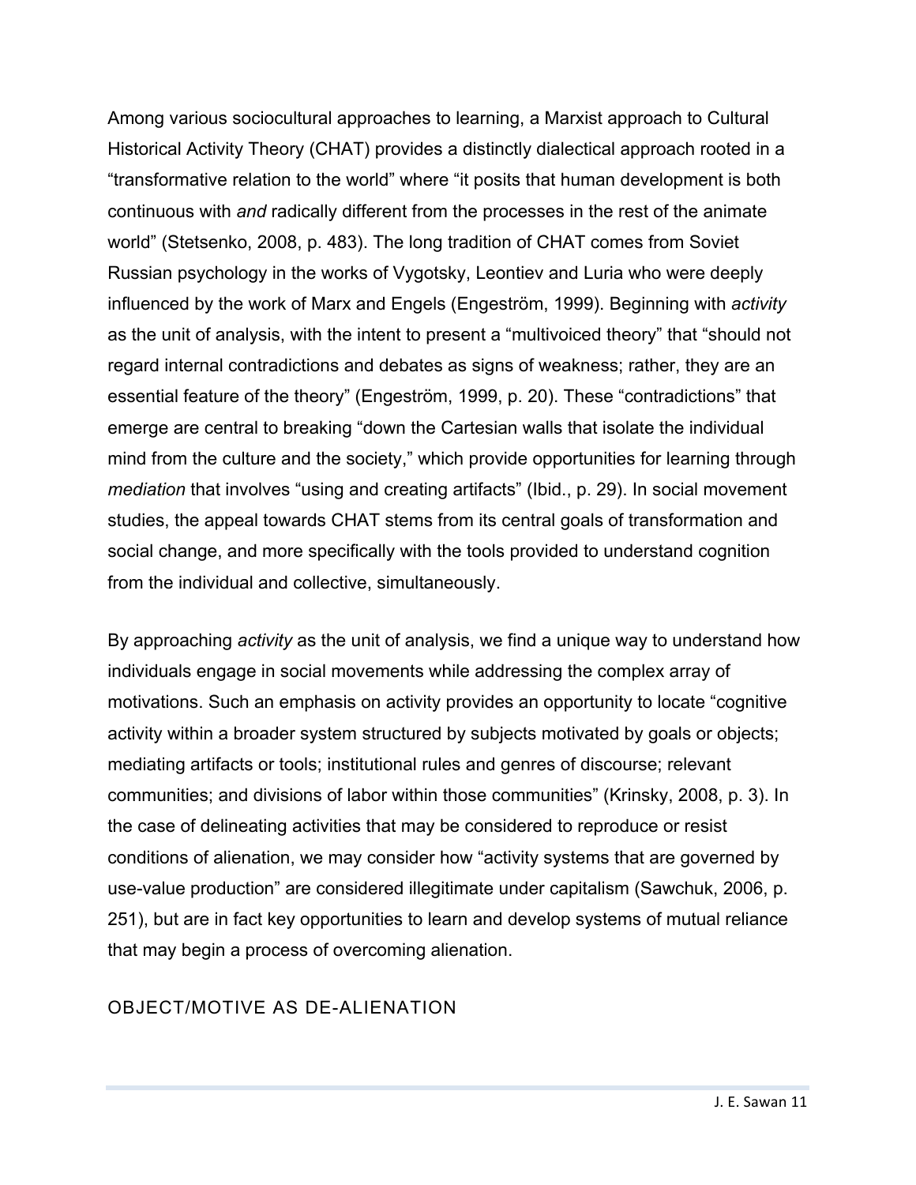Among various sociocultural approaches to learning, a Marxist approach to Cultural Historical Activity Theory (CHAT) provides a distinctly dialectical approach rooted in a "transformative relation to the world" where "it posits that human development is both continuous with *and* radically different from the processes in the rest of the animate world" (Stetsenko, 2008, p. 483). The long tradition of CHAT comes from Soviet Russian psychology in the works of Vygotsky, Leontiev and Luria who were deeply influenced by the work of Marx and Engels (Engeström, 1999). Beginning with *activity* as the unit of analysis, with the intent to present a "multivoiced theory" that "should not regard internal contradictions and debates as signs of weakness; rather, they are an essential feature of the theory" (Engeström, 1999, p. 20). These "contradictions" that emerge are central to breaking "down the Cartesian walls that isolate the individual mind from the culture and the society," which provide opportunities for learning through *mediation* that involves "using and creating artifacts" (Ibid., p. 29). In social movement studies, the appeal towards CHAT stems from its central goals of transformation and social change, and more specifically with the tools provided to understand cognition from the individual and collective, simultaneously.

By approaching *activity* as the unit of analysis, we find a unique way to understand how individuals engage in social movements while addressing the complex array of motivations. Such an emphasis on activity provides an opportunity to locate "cognitive activity within a broader system structured by subjects motivated by goals or objects; mediating artifacts or tools; institutional rules and genres of discourse; relevant communities; and divisions of labor within those communities" (Krinsky, 2008, p. 3). In the case of delineating activities that may be considered to reproduce or resist conditions of alienation, we may consider how "activity systems that are governed by use-value production" are considered illegitimate under capitalism (Sawchuk, 2006, p. 251), but are in fact key opportunities to learn and develop systems of mutual reliance that may begin a process of overcoming alienation.

## OBJECT/MOTIVE AS DE-ALIENATION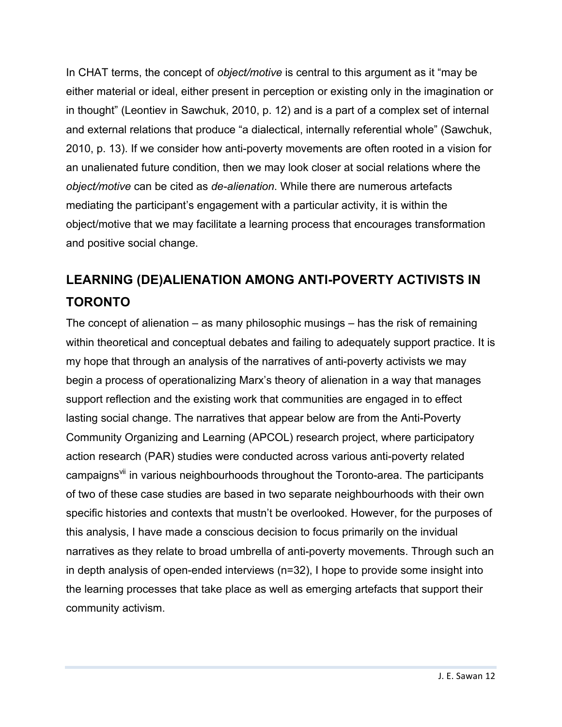In CHAT terms, the concept of *object/motive* is central to this argument as it "may be either material or ideal, either present in perception or existing only in the imagination or in thought" (Leontiev in Sawchuk, 2010, p. 12) and is a part of a complex set of internal and external relations that produce "a dialectical, internally referential whole" (Sawchuk, 2010, p. 13). If we consider how anti-poverty movements are often rooted in a vision for an unalienated future condition, then we may look closer at social relations where the *object/motive* can be cited as *de-alienation*. While there are numerous artefacts mediating the participant's engagement with a particular activity, it is within the object/motive that we may facilitate a learning process that encourages transformation and positive social change.

## LEARNING (DE)ALIENATION AMONG ANTI-POVERTY ACTIVISTS IN TORONTO

The concept of alienation – as many philosophic musings – has the risk of remaining within theoretical and conceptual debates and failing to adequately support practice. It is my hope that through an analysis of the narratives of anti-poverty activists we may begin a process of operationalizing Marx's theory of alienation in a way that manages support reflection and the existing work that communities are engaged in to effect lasting social change. The narratives that appear below are from the Anti-Poverty Community Organizing and Learning (APCOL) research project, where participatory action research (PAR) studies were conducted across various anti-poverty related campaigns[vii] in various neighbourhoods throughout the Toronto-area. The participants of two of these case studies are based in two separate neighbourhoods with their own specific histories and contexts that mustn't be overlooked. However, for the purposes of this analysis, I have made a conscious decision to focus primarily on the invidual narratives as they relate to broad umbrella of anti-poverty movements. Through such an in depth analysis of open-ended interviews (n=32), I hope to provide some insight into the learning processes that take place as well as emerging artefacts that support their community activism.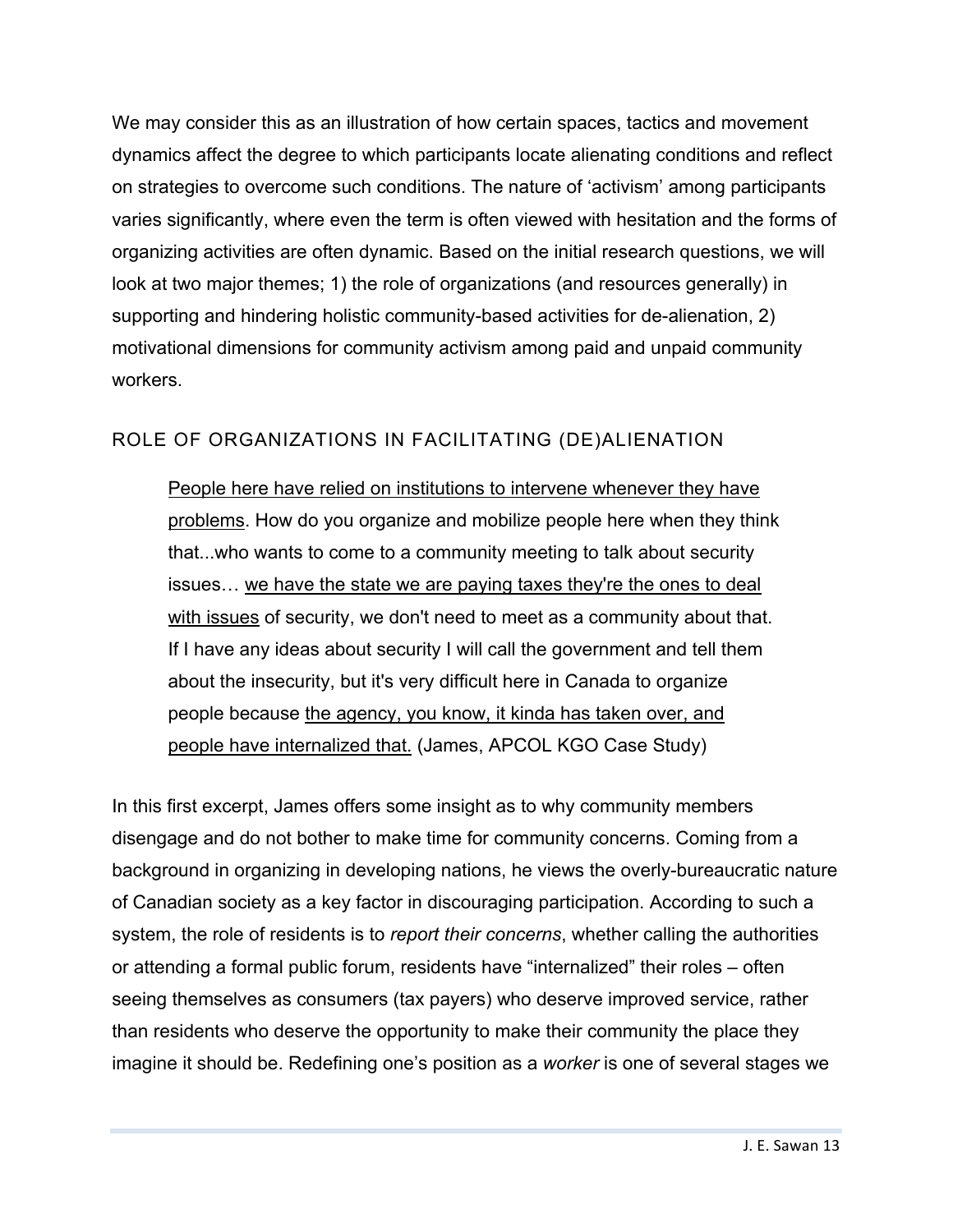We may consider this as an illustration of how certain spaces, tactics and movement dynamics affect the degree to which participants locate alienating conditions and reflect on strategies to overcome such conditions. The nature of 'activism' among participants varies significantly, where even the term is often viewed with hesitation and the forms of organizing activities are often dynamic. Based on the initial research questions, we will look at two major themes; 1) the role of organizations (and resources generally) in supporting and hindering holistic community-based activities for de-alienation, 2) motivational dimensions for community activism among paid and unpaid community workers.

## ROLE OF ORGANIZATIONS IN FACILITATING (DE)ALIENATION

> <u>People here have relied on institutions to intervene whenever they have problems</u>. How do you organize and mobilize people here when they think that...who wants to come to a community meeting to talk about security issues… <u>we have the state we are paying taxes they're the ones to deal with issues</u> of security, we don't need to meet as a community about that. If I have any ideas about security I will call the government and tell them about the insecurity, but it's very difficult here in Canada to organize people because <u>the agency, you know, it kinda has taken over, and people have internalized that.</u> (James, APCOL KGO Case Study)

In this first excerpt, James offers some insight as to why community members disengage and do not bother to make time for community concerns. Coming from a background in organizing in developing nations, he views the overly-bureaucratic nature of Canadian society as a key factor in discouraging participation. According to such a system, the role of residents is to *report their concerns*, whether calling the authorities or attending a formal public forum, residents have "internalized" their roles – often seeing themselves as consumers (tax payers) who deserve improved service, rather than residents who deserve the opportunity to make their community the place they imagine it should be. Redefining one's position as a *worker* is one of several stages we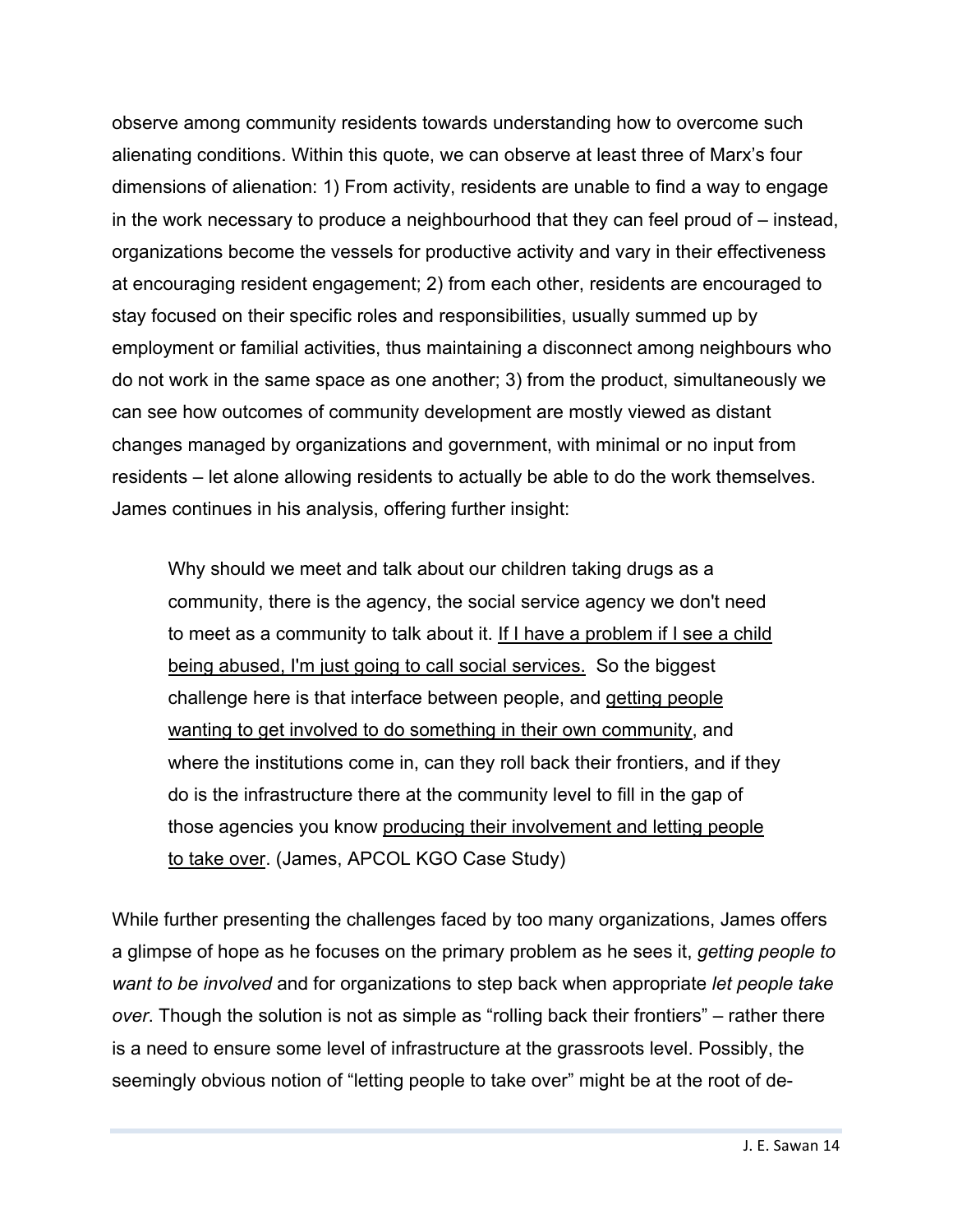observe among community residents towards understanding how to overcome such alienating conditions. Within this quote, we can observe at least three of Marx's four dimensions of alienation: 1) From activity, residents are unable to find a way to engage in the work necessary to produce a neighbourhood that they can feel proud of – instead, organizations become the vessels for productive activity and vary in their effectiveness at encouraging resident engagement; 2) from each other, residents are encouraged to stay focused on their specific roles and responsibilities, usually summed up by employment or familial activities, thus maintaining a disconnect among neighbours who do not work in the same space as one another; 3) from the product, simultaneously we can see how outcomes of community development are mostly viewed as distant changes managed by organizations and government, with minimal or no input from residents – let alone allowing residents to actually be able to do the work themselves. James continues in his analysis, offering further insight:

> Why should we meet and talk about our children taking drugs as a community, there is the agency, the social service agency we don't need to meet as a community to talk about it. <u>If I have a problem if I see a child being abused, I'm just going to call social services.</u> So the biggest challenge here is that interface between people, and <u>getting people wanting to get involved to do something in their own community</u>, and where the institutions come in, can they roll back their frontiers, and if they do is the infrastructure there at the community level to fill in the gap of those agencies you know <u>producing their involvement and letting people to take over</u>. (James, APCOL KGO Case Study)

While further presenting the challenges faced by too many organizations, James offers a glimpse of hope as he focuses on the primary problem as he sees it, *getting people to want to be involved* and for organizations to step back when appropriate *let people take over*. Though the solution is not as simple as "rolling back their frontiers" – rather there is a need to ensure some level of infrastructure at the grassroots level. Possibly, the seemingly obvious notion of "letting people to take over" might be at the root of de-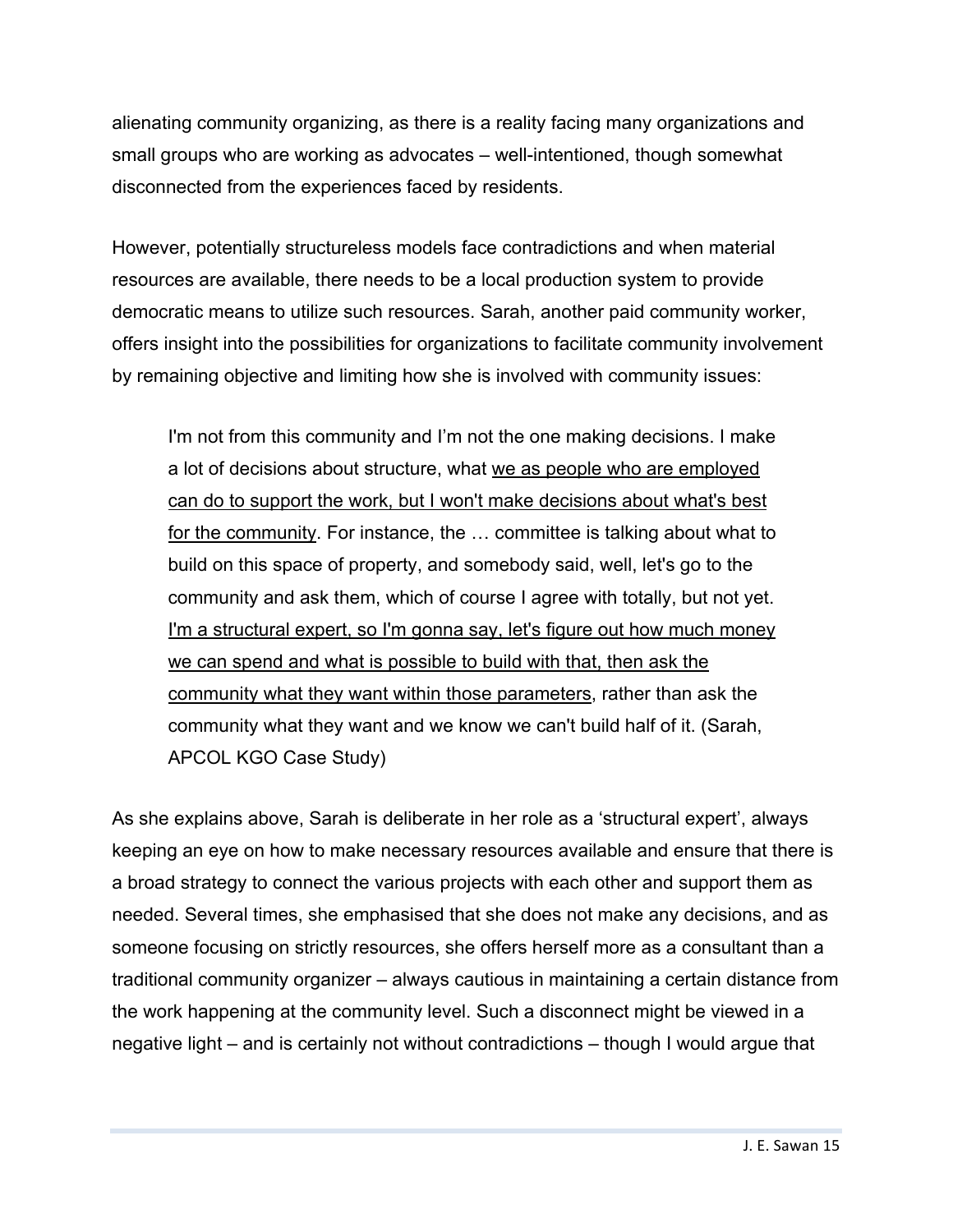alienating community organizing, as there is a reality facing many organizations and small groups who are working as advocates – well-intentioned, though somewhat disconnected from the experiences faced by residents.

However, potentially structureless models face contradictions and when material resources are available, there needs to be a local production system to provide democratic means to utilize such resources. Sarah, another paid community worker, offers insight into the possibilities for organizations to facilitate community involvement by remaining objective and limiting how she is involved with community issues:

> I'm not from this community and I'm not the one making decisions. I make a lot of decisions about structure, what <u>we as people who are employed can do to support the work, but I won't make decisions about what's best for the community</u>. For instance, the … committee is talking about what to build on this space of property, and somebody said, well, let's go to the community and ask them, which of course I agree with totally, but not yet. <u>I'm a structural expert, so I'm gonna say, let's figure out how much money we can spend and what is possible to build with that, then ask the community what they want within those parameters</u>, rather than ask the community what they want and we know we can't build half of it. (Sarah, APCOL KGO Case Study)

As she explains above, Sarah is deliberate in her role as a 'structural expert', always keeping an eye on how to make necessary resources available and ensure that there is a broad strategy to connect the various projects with each other and support them as needed. Several times, she emphasised that she does not make any decisions, and as someone focusing on strictly resources, she offers herself more as a consultant than a traditional community organizer – always cautious in maintaining a certain distance from the work happening at the community level. Such a disconnect might be viewed in a negative light – and is certainly not without contradictions – though I would argue that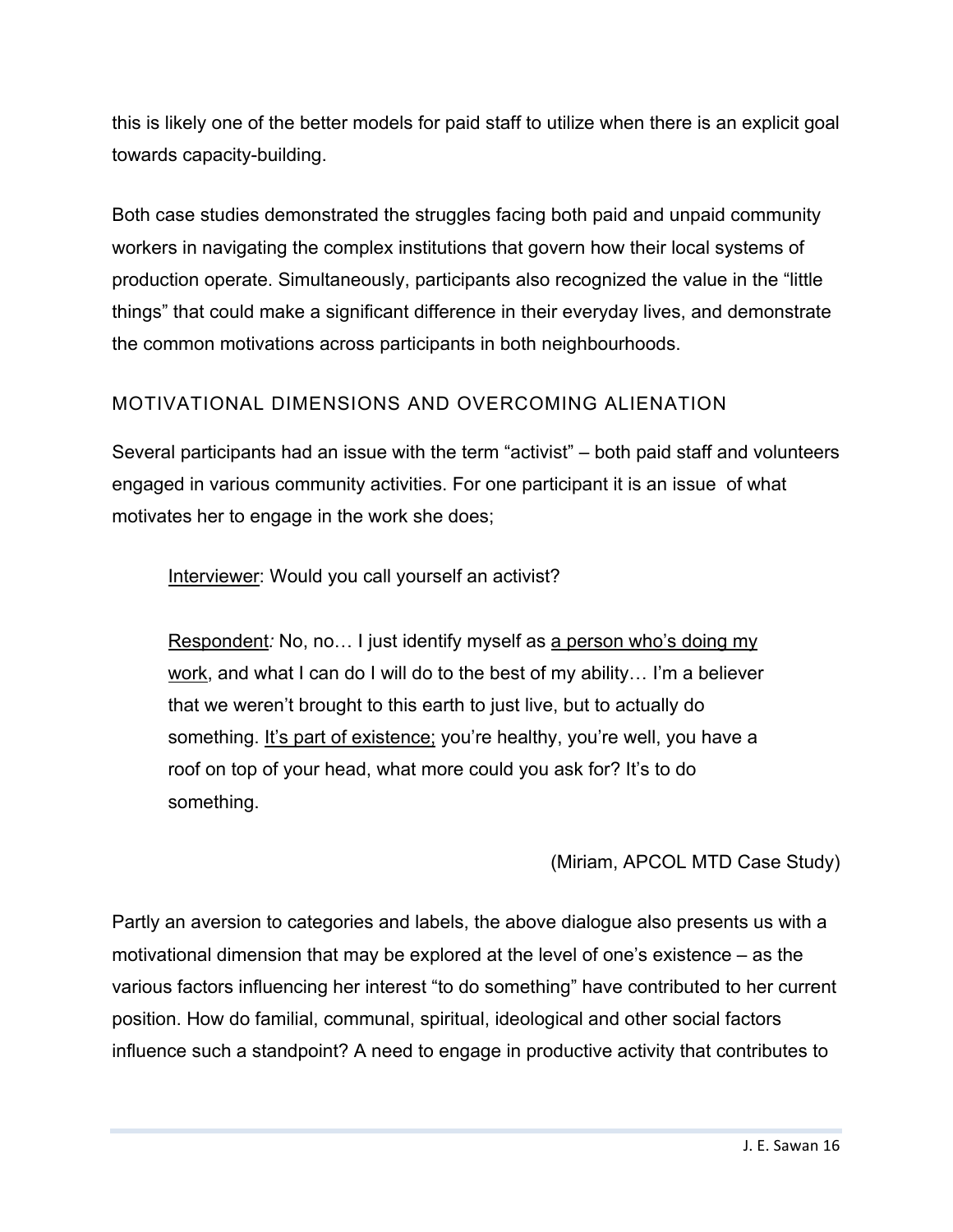this is likely one of the better models for paid staff to utilize when there is an explicit goal towards capacity-building.

Both case studies demonstrated the struggles facing both paid and unpaid community workers in navigating the complex institutions that govern how their local systems of production operate. Simultaneously, participants also recognized the value in the "little things" that could make a significant difference in their everyday lives, and demonstrate the common motivations across participants in both neighbourhoods.

## MOTIVATIONAL DIMENSIONS AND OVERCOMING ALIENATION

Several participants had an issue with the term "activist" – both paid staff and volunteers engaged in various community activities. For one participant it is an issue of what motivates her to engage in the work she does;

> <u>Interviewer</u>: Would you call yourself an activist?
>
> <u>Respondent</u>*:* No, no… I just identify myself as <u>a person who's doing my work</u>, and what I can do I will do to the best of my ability… I'm a believer that we weren't brought to this earth to just live, but to actually do something. <u>It's part of existence;</u> you're healthy, you're well, you have a roof on top of your head, what more could you ask for? It's to do something.
>
> (Miriam, APCOL MTD Case Study)

Partly an aversion to categories and labels, the above dialogue also presents us with a motivational dimension that may be explored at the level of one's existence – as the various factors influencing her interest "to do something" have contributed to her current position. How do familial, communal, spiritual, ideological and other social factors influence such a standpoint? A need to engage in productive activity that contributes to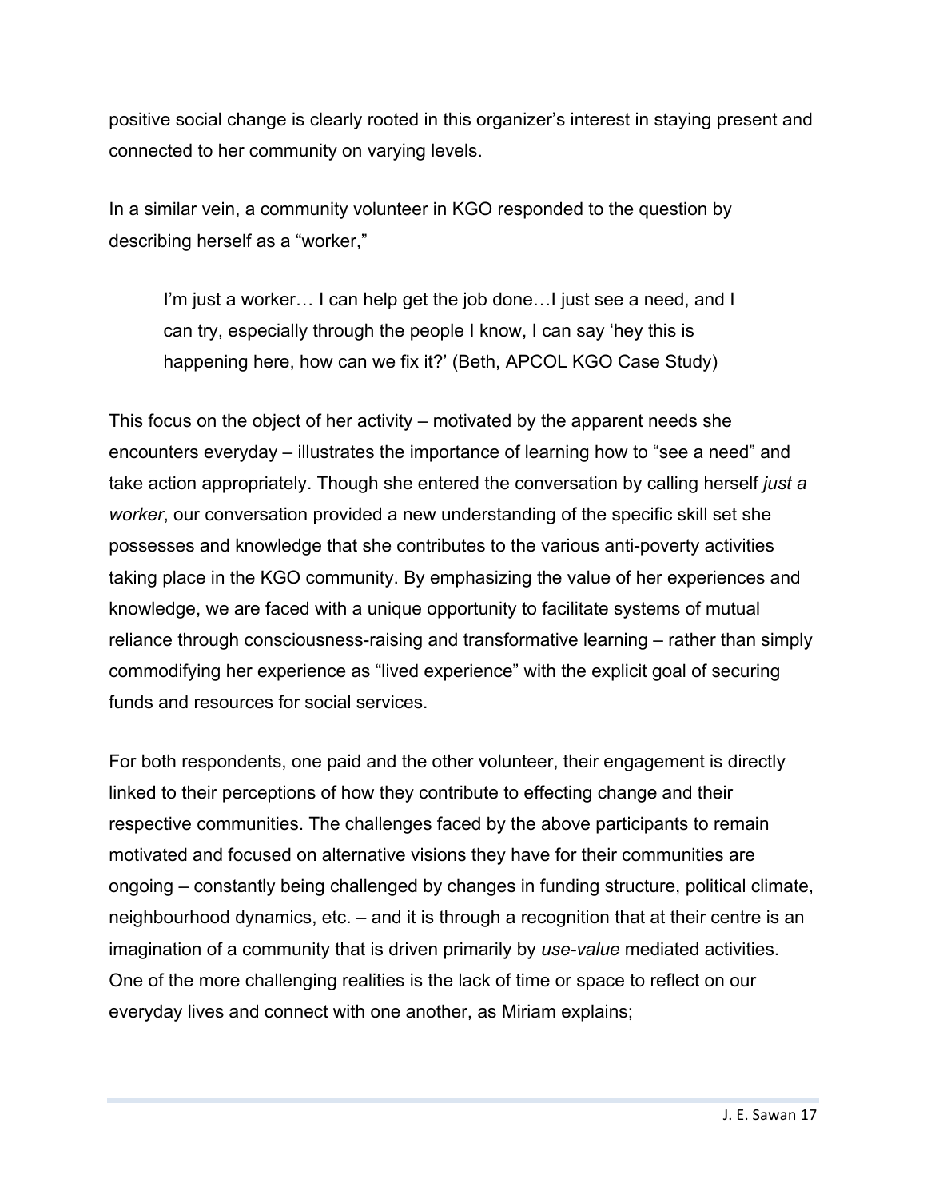positive social change is clearly rooted in this organizer's interest in staying present and connected to her community on varying levels.

In a similar vein, a community volunteer in KGO responded to the question by describing herself as a "worker,"

> I'm just a worker… I can help get the job done…I just see a need, and I can try, especially through the people I know, I can say 'hey this is happening here, how can we fix it?' (Beth, APCOL KGO Case Study)

This focus on the object of her activity – motivated by the apparent needs she encounters everyday – illustrates the importance of learning how to "see a need" and take action appropriately. Though she entered the conversation by calling herself *just a worker*, our conversation provided a new understanding of the specific skill set she possesses and knowledge that she contributes to the various anti-poverty activities taking place in the KGO community. By emphasizing the value of her experiences and knowledge, we are faced with a unique opportunity to facilitate systems of mutual reliance through consciousness-raising and transformative learning – rather than simply commodifying her experience as "lived experience" with the explicit goal of securing funds and resources for social services.

For both respondents, one paid and the other volunteer, their engagement is directly linked to their perceptions of how they contribute to effecting change and their respective communities. The challenges faced by the above participants to remain motivated and focused on alternative visions they have for their communities are ongoing – constantly being challenged by changes in funding structure, political climate, neighbourhood dynamics, etc. – and it is through a recognition that at their centre is an imagination of a community that is driven primarily by *use-value* mediated activities. One of the more challenging realities is the lack of time or space to reflect on our everyday lives and connect with one another, as Miriam explains;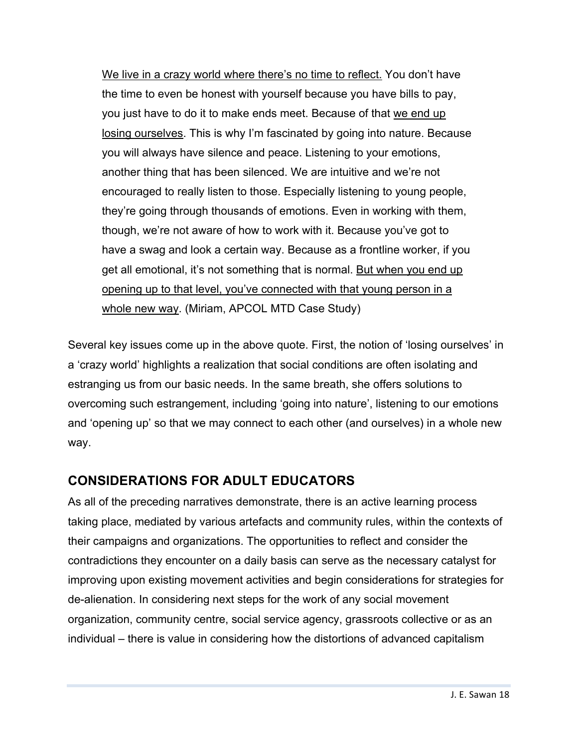> We live in a crazy world where there's no time to reflect. You don't have the time to even be honest with yourself because you have bills to pay, you just have to do it to make ends meet. Because of that we end up losing ourselves. This is why I'm fascinated by going into nature. Because you will always have silence and peace. Listening to your emotions, another thing that has been silenced. We are intuitive and we're not encouraged to really listen to those. Especially listening to young people, they're going through thousands of emotions. Even in working with them, though, we're not aware of how to work with it. Because you've got to have a swag and look a certain way. Because as a frontline worker, if you get all emotional, it's not something that is normal. But when you end up opening up to that level, you've connected with that young person in a whole new way. (Miriam, APCOL MTD Case Study)

Several key issues come up in the above quote. First, the notion of 'losing ourselves' in a 'crazy world' highlights a realization that social conditions are often isolating and estranging us from our basic needs. In the same breath, she offers solutions to overcoming such estrangement, including 'going into nature', listening to our emotions and 'opening up' so that we may connect to each other (and ourselves) in a whole new way.

## CONSIDERATIONS FOR ADULT EDUCATORS

As all of the preceding narratives demonstrate, there is an active learning process taking place, mediated by various artefacts and community rules, within the contexts of their campaigns and organizations. The opportunities to reflect and consider the contradictions they encounter on a daily basis can serve as the necessary catalyst for improving upon existing movement activities and begin considerations for strategies for de-alienation. In considering next steps for the work of any social movement organization, community centre, social service agency, grassroots collective or as an individual – there is value in considering how the distortions of advanced capitalism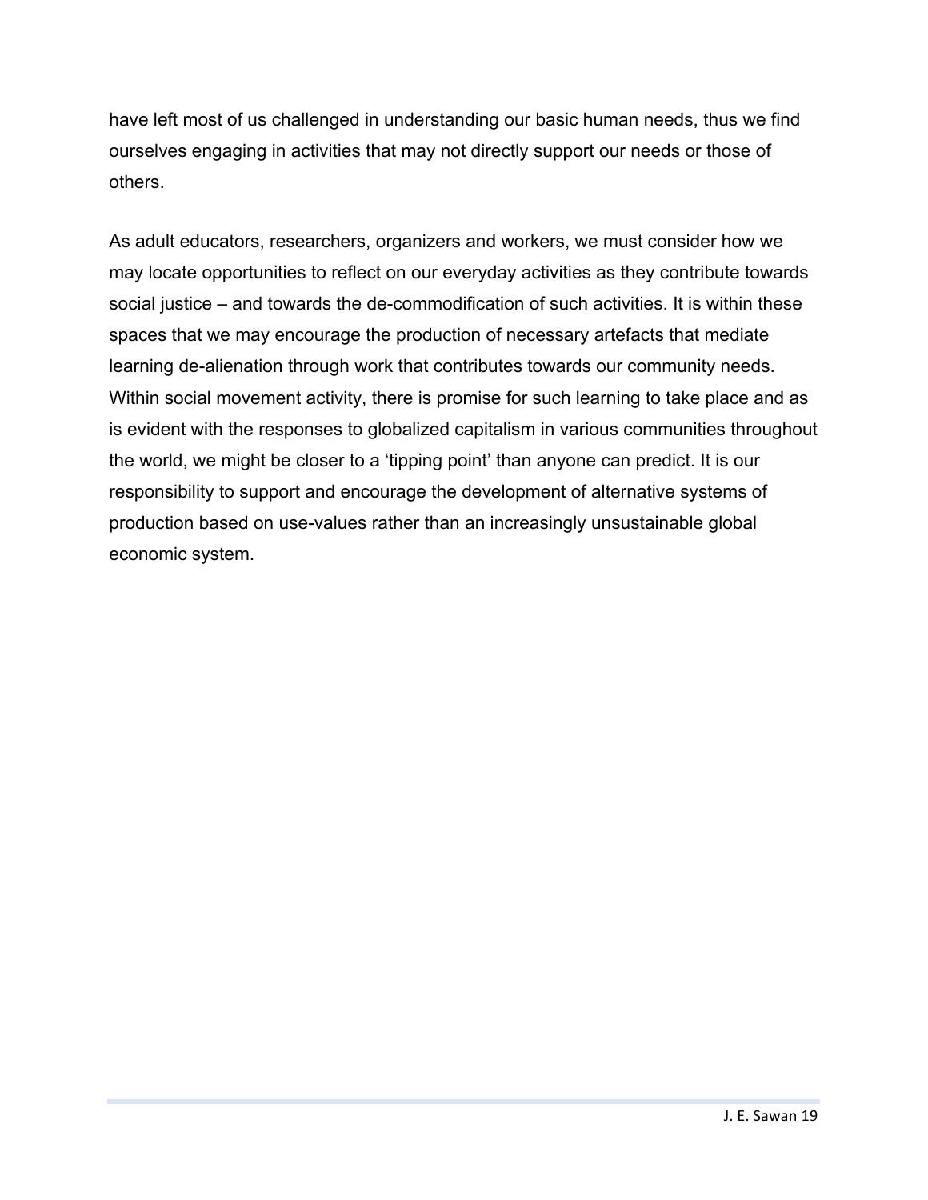have left most of us challenged in understanding our basic human needs, thus we find ourselves engaging in activities that may not directly support our needs or those of others.

As adult educators, researchers, organizers and workers, we must consider how we may locate opportunities to reflect on our everyday activities as they contribute towards social justice – and towards the de-commodification of such activities. It is within these spaces that we may encourage the production of necessary artefacts that mediate learning de-alienation through work that contributes towards our community needs. Within social movement activity, there is promise for such learning to take place and as is evident with the responses to globalized capitalism in various communities throughout the world, we might be closer to a 'tipping point' than anyone can predict. It is our responsibility to support and encourage the development of alternative systems of production based on use-values rather than an increasingly unsustainable global economic system.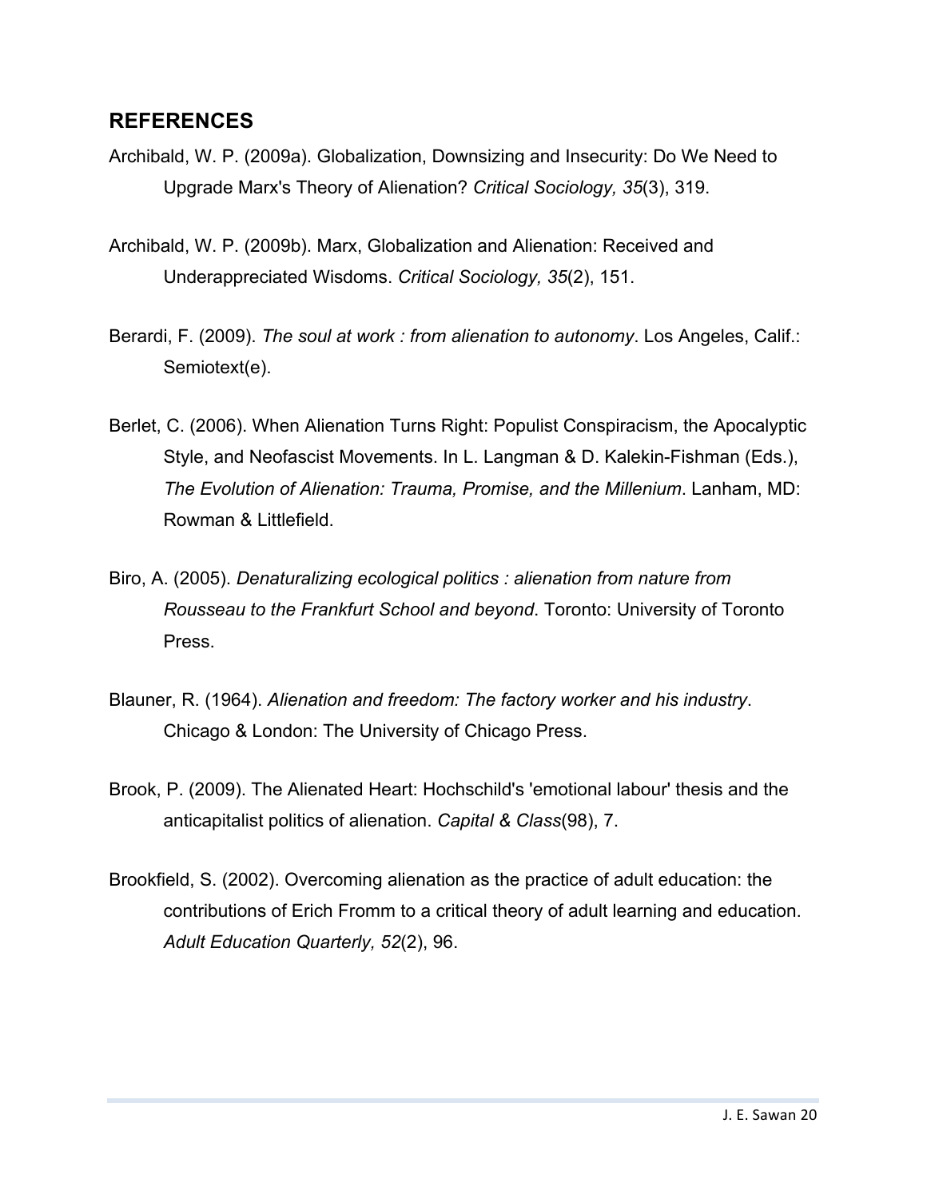## REFERENCES

Archibald, W. P. (2009a). Globalization, Downsizing and Insecurity: Do We Need to Upgrade Marx's Theory of Alienation? *Critical Sociology, 35*(3), 319.

Archibald, W. P. (2009b). Marx, Globalization and Alienation: Received and Underappreciated Wisdoms. *Critical Sociology, 35*(2), 151.

Berardi, F. (2009). *The soul at work : from alienation to autonomy*. Los Angeles, Calif.: Semiotext(e).

Berlet, C. (2006). When Alienation Turns Right: Populist Conspiracism, the Apocalyptic Style, and Neofascist Movements. In L. Langman & D. Kalekin-Fishman (Eds.), *The Evolution of Alienation: Trauma, Promise, and the Millenium*. Lanham, MD: Rowman & Littlefield.

Biro, A. (2005). *Denaturalizing ecological politics : alienation from nature from Rousseau to the Frankfurt School and beyond*. Toronto: University of Toronto Press.

Blauner, R. (1964). *Alienation and freedom: The factory worker and his industry*. Chicago & London: The University of Chicago Press.

Brook, P. (2009). The Alienated Heart: Hochschild's 'emotional labour' thesis and the anticapitalist politics of alienation. *Capital & Class*(98), 7.

Brookfield, S. (2002). Overcoming alienation as the practice of adult education: the contributions of Erich Fromm to a critical theory of adult learning and education. *Adult Education Quarterly, 52*(2), 96.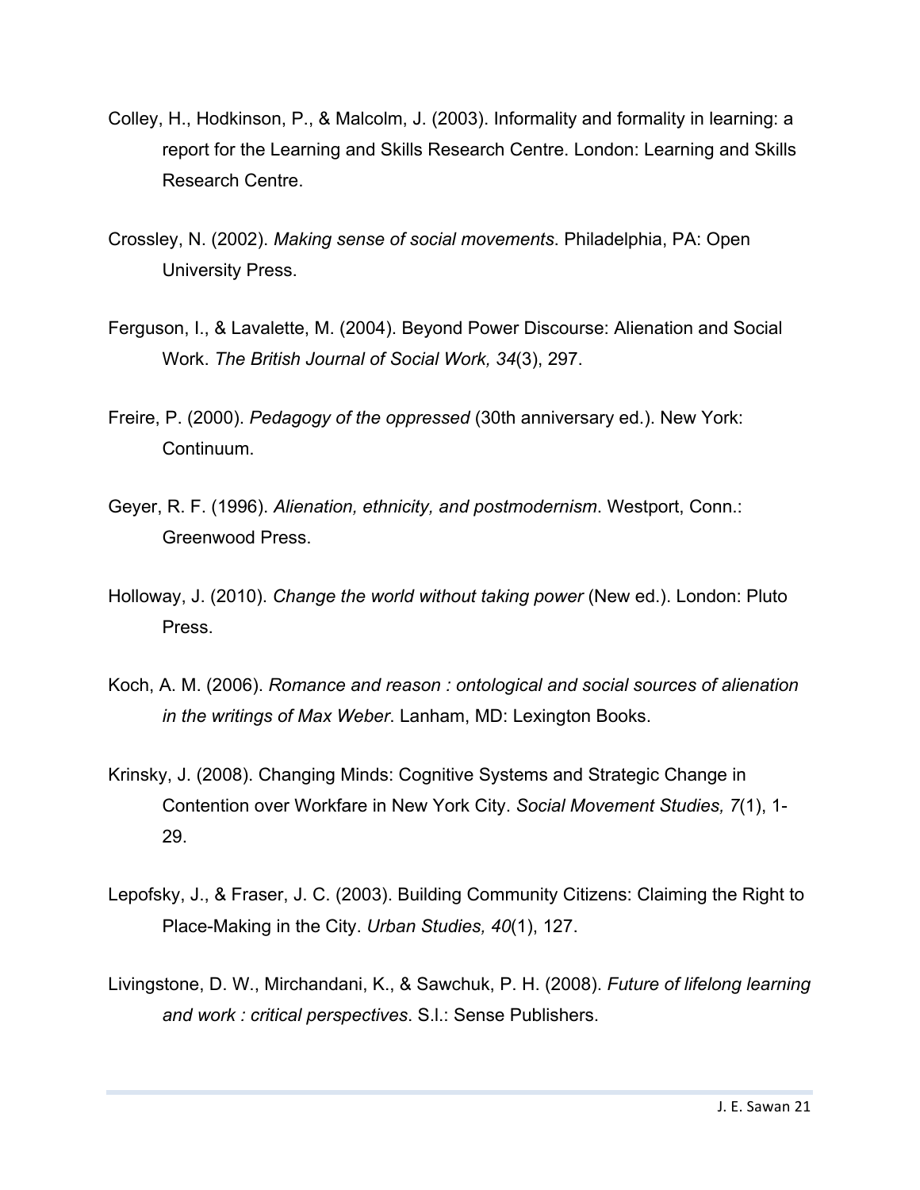Colley, H., Hodkinson, P., & Malcolm, J. (2003). Informality and formality in learning: a report for the Learning and Skills Research Centre. London: Learning and Skills Research Centre.

Crossley, N. (2002). *Making sense of social movements*. Philadelphia, PA: Open University Press.

Ferguson, I., & Lavalette, M. (2004). Beyond Power Discourse: Alienation and Social Work. *The British Journal of Social Work, 34*(3), 297.

Freire, P. (2000). *Pedagogy of the oppressed* (30th anniversary ed.). New York: Continuum.

Geyer, R. F. (1996). *Alienation, ethnicity, and postmodernism*. Westport, Conn.: Greenwood Press.

Holloway, J. (2010). *Change the world without taking power* (New ed.). London: Pluto Press.

Koch, A. M. (2006). *Romance and reason : ontological and social sources of alienation in the writings of Max Weber*. Lanham, MD: Lexington Books.

Krinsky, J. (2008). Changing Minds: Cognitive Systems and Strategic Change in Contention over Workfare in New York City. *Social Movement Studies, 7*(1), 1-29.

Lepofsky, J., & Fraser, J. C. (2003). Building Community Citizens: Claiming the Right to Place-Making in the City. *Urban Studies, 40*(1), 127.

Livingstone, D. W., Mirchandani, K., & Sawchuk, P. H. (2008). *Future of lifelong learning and work : critical perspectives*. S.l.: Sense Publishers.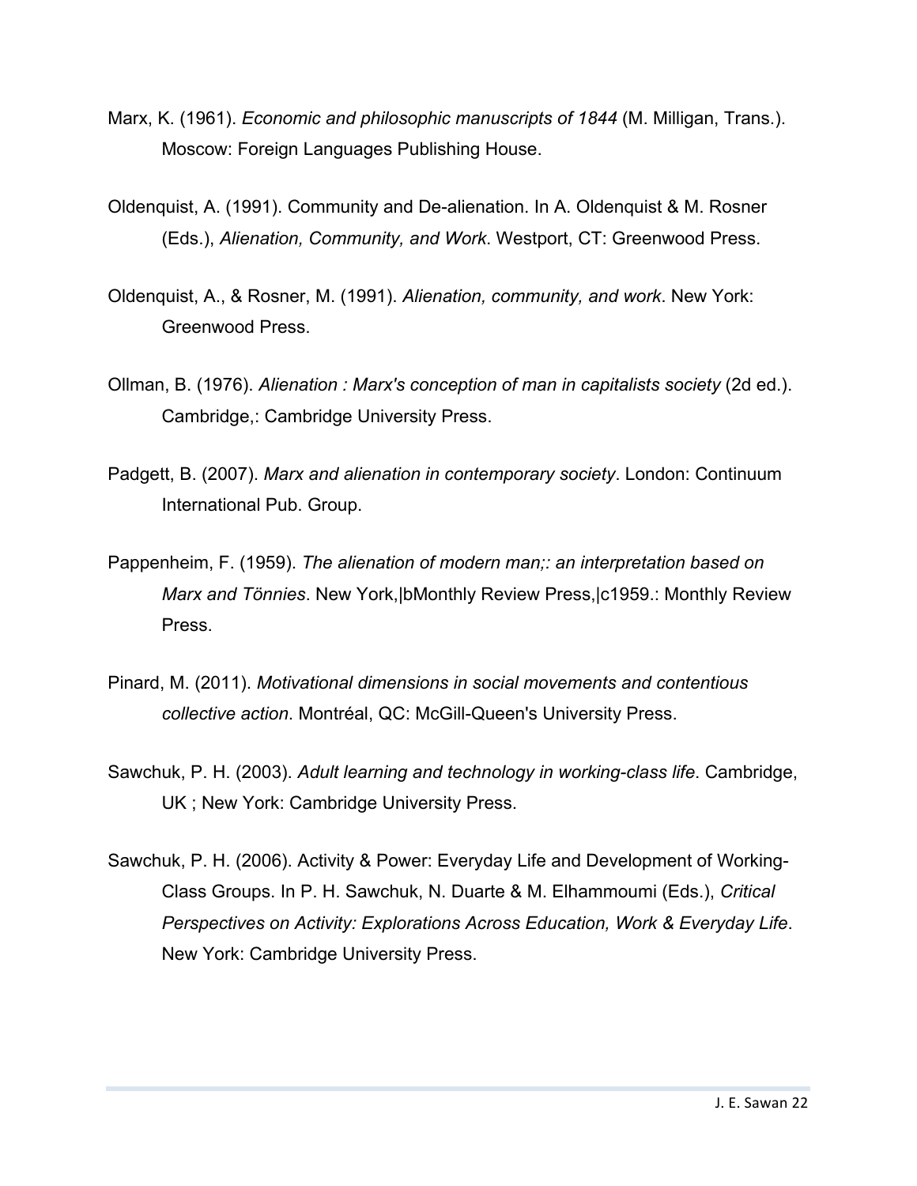Marx, K. (1961). *Economic and philosophic manuscripts of 1844* (M. Milligan, Trans.). Moscow: Foreign Languages Publishing House.

Oldenquist, A. (1991). Community and De-alienation. In A. Oldenquist & M. Rosner (Eds.), *Alienation, Community, and Work*. Westport, CT: Greenwood Press.

Oldenquist, A., & Rosner, M. (1991). *Alienation, community, and work*. New York: Greenwood Press.

Ollman, B. (1976). *Alienation : Marx's conception of man in capitalists society* (2d ed.). Cambridge,: Cambridge University Press.

Padgett, B. (2007). *Marx and alienation in contemporary society*. London: Continuum International Pub. Group.

Pappenheim, F. (1959). *The alienation of modern man;: an interpretation based on Marx and Tönnies*. New York,|bMonthly Review Press,|c1959.: Monthly Review Press.

Pinard, M. (2011). *Motivational dimensions in social movements and contentious collective action*. Montréal, QC: McGill-Queen's University Press.

Sawchuk, P. H. (2003). *Adult learning and technology in working-class life*. Cambridge, UK ; New York: Cambridge University Press.

Sawchuk, P. H. (2006). Activity & Power: Everyday Life and Development of Working-Class Groups. In P. H. Sawchuk, N. Duarte & M. Elhammoumi (Eds.), *Critical Perspectives on Activity: Explorations Across Education, Work & Everyday Life*. New York: Cambridge University Press.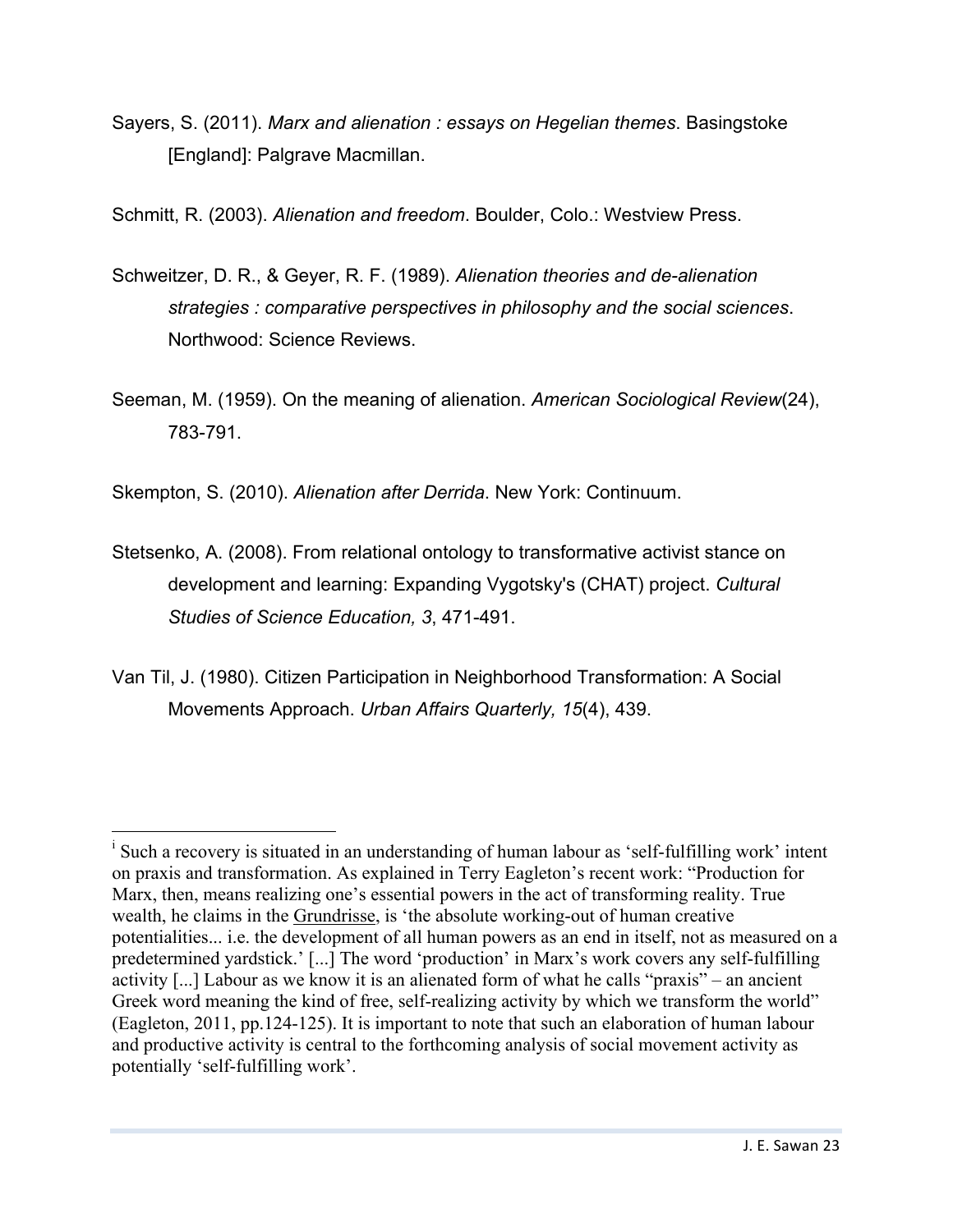Sayers, S. (2011). *Marx and alienation : essays on Hegelian themes*. Basingstoke [England]: Palgrave Macmillan.

Schmitt, R. (2003). *Alienation and freedom*. Boulder, Colo.: Westview Press.

Schweitzer, D. R., & Geyer, R. F. (1989). *Alienation theories and de-alienation strategies : comparative perspectives in philosophy and the social sciences*. Northwood: Science Reviews.

Seeman, M. (1959). On the meaning of alienation. *American Sociological Review*(24), 783-791.

Skempton, S. (2010). *Alienation after Derrida*. New York: Continuum.

Stetsenko, A. (2008). From relational ontology to transformative activist stance on development and learning: Expanding Vygotsky's (CHAT) project. *Cultural Studies of Science Education, 3*, 471-491.

Van Til, J. (1980). Citizen Participation in Neighborhood Transformation: A Social Movements Approach. *Urban Affairs Quarterly, 15*(4), 439.

---

[i] Such a recovery is situated in an understanding of human labour as 'self-fulfilling work' intent on praxis and transformation. As explained in Terry Eagleton's recent work: "Production for Marx, then, means realizing one's essential powers in the act of transforming reality. True wealth, he claims in the Grundrisse, is 'the absolute working-out of human creative potentialities... i.e. the development of all human powers as an end in itself, not as measured on a predetermined yardstick.' [...] The word 'production' in Marx's work covers any self-fulfilling activity [...] Labour as we know it is an alienated form of what he calls "praxis" – an ancient Greek word meaning the kind of free, self-realizing activity by which we transform the world" (Eagleton, 2011, pp.124-125). It is important to note that such an elaboration of human labour and productive activity is central to the forthcoming analysis of social movement activity as potentially 'self-fulfilling work'.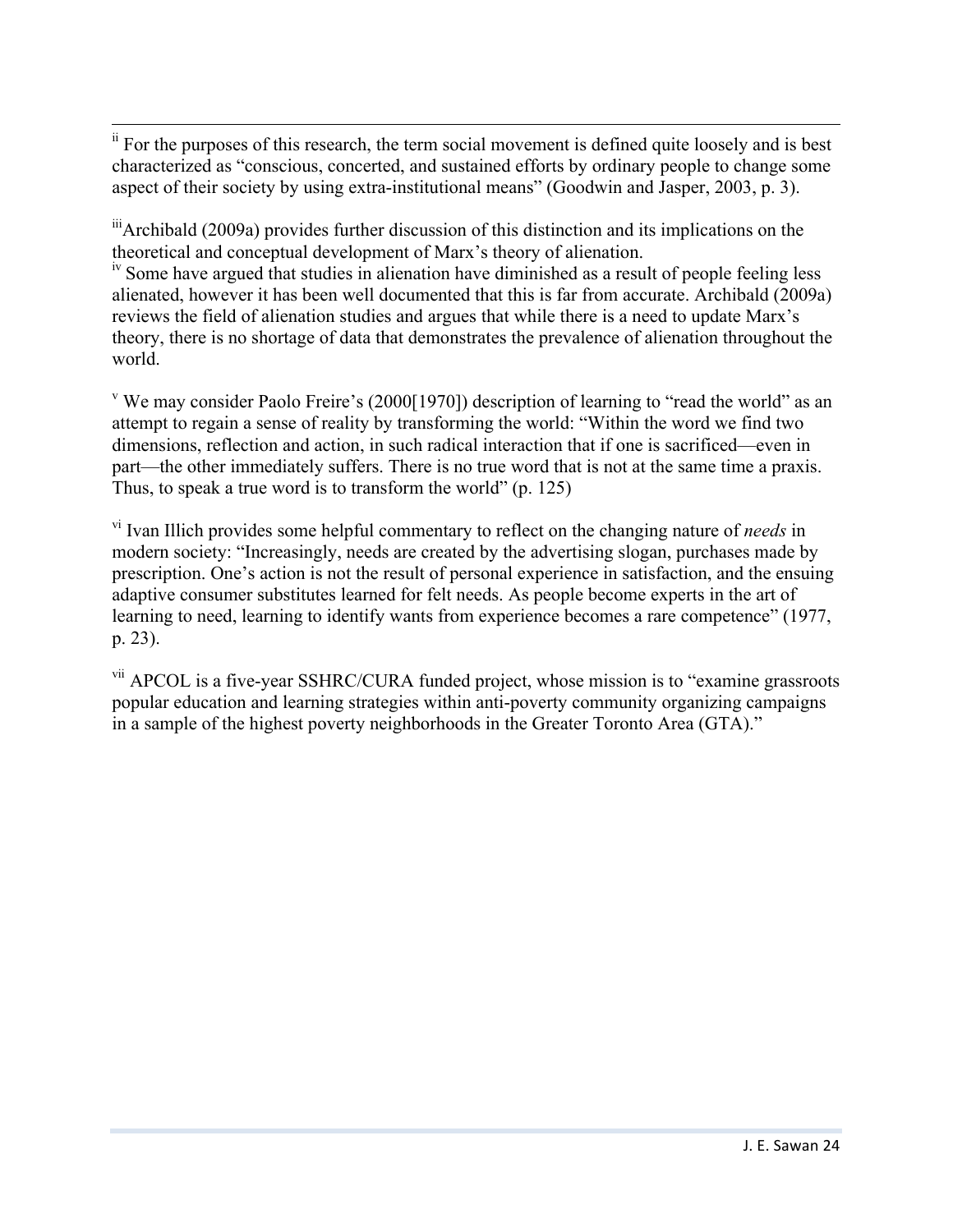[ii] For the purposes of this research, the term social movement is defined quite loosely and is best characterized as "conscious, concerted, and sustained efforts by ordinary people to change some aspect of their society by using extra-institutional means" (Goodwin and Jasper, 2003, p. 3).

[iii] Archibald (2009a) provides further discussion of this distinction and its implications on the theoretical and conceptual development of Marx's theory of alienation.

[iv] Some have argued that studies in alienation have diminished as a result of people feeling less alienated, however it has been well documented that this is far from accurate. Archibald (2009a) reviews the field of alienation studies and argues that while there is a need to update Marx's theory, there is no shortage of data that demonstrates the prevalence of alienation throughout the world.

[v] We may consider Paolo Freire's (2000[1970]) description of learning to "read the world" as an attempt to regain a sense of reality by transforming the world: "Within the word we find two dimensions, reflection and action, in such radical interaction that if one is sacrificed—even in part—the other immediately suffers. There is no true word that is not at the same time a praxis. Thus, to speak a true word is to transform the world" (p. 125)

[vi] Ivan Illich provides some helpful commentary to reflect on the changing nature of *needs* in modern society: "Increasingly, needs are created by the advertising slogan, purchases made by prescription. One's action is not the result of personal experience in satisfaction, and the ensuing adaptive consumer substitutes learned for felt needs. As people become experts in the art of learning to need, learning to identify wants from experience becomes a rare competence" (1977, p. 23).

[vii] APCOL is a five-year SSHRC/CURA funded project, whose mission is to "examine grassroots popular education and learning strategies within anti-poverty community organizing campaigns in a sample of the highest poverty neighborhoods in the Greater Toronto Area (GTA)."